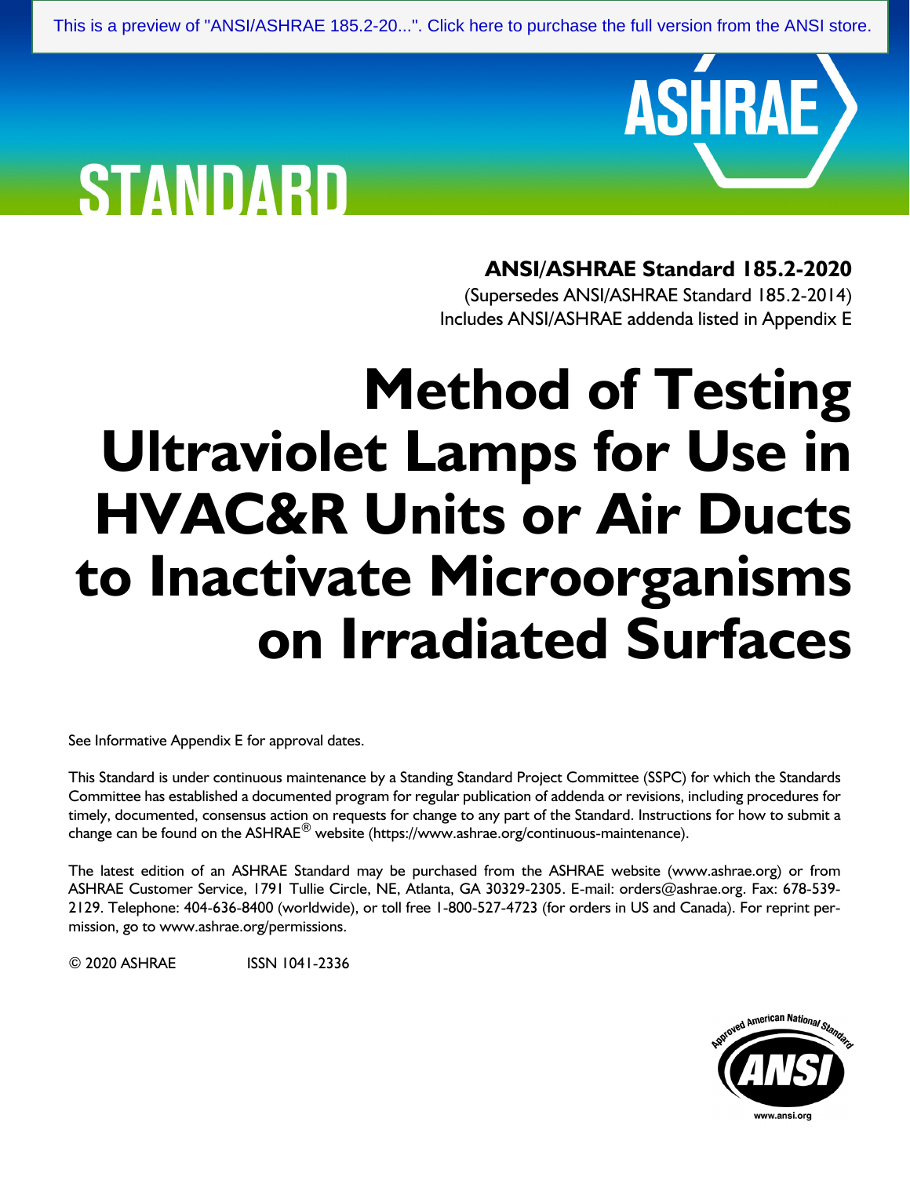This is a preview of "ANSI/ASHRAE 185.2-20...". Click here to purchase the full version from the ANSI store.

ASHRAE

STANDARD

**ANSI/ASHRAE Standard 185.2-2020**

(Supersedes ANSI/ASHRAE Standard 185.2-2014)
Includes ANSI/ASHRAE addenda listed in Appendix E

# Method of Testing Ultraviolet Lamps for Use in HVAC&R Units or Air Ducts to Inactivate Microorganisms on Irradiated Surfaces

See Informative Appendix E for approval dates.

This Standard is under continuous maintenance by a Standing Standard Project Committee (SSPC) for which the Standards Committee has established a documented program for regular publication of addenda or revisions, including procedures for timely, documented, consensus action on requests for change to any part of the Standard. Instructions for how to submit a change can be found on the ASHRAE® website (https://www.ashrae.org/continuous-maintenance).

The latest edition of an ASHRAE Standard may be purchased from the ASHRAE website (www.ashrae.org) or from ASHRAE Customer Service, 1791 Tullie Circle, NE, Atlanta, GA 30329-2305. E-mail: orders@ashrae.org. Fax: 678-539-2129. Telephone: 404-636-8400 (worldwide), or toll free 1-800-527-4723 (for orders in US and Canada). For reprint permission, go to www.ashrae.org/permissions.

© 2020 ASHRAE ISSN 1041-2336

Approved American National Standard
ANSI
www.ansi.org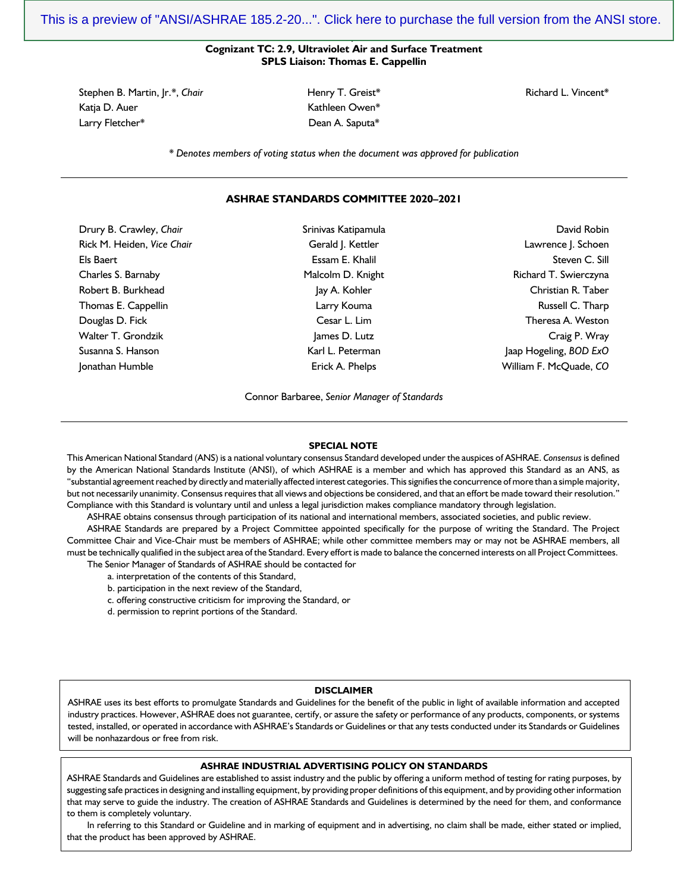**Cognizant TC: 2.9, Ultraviolet Air and Surface Treatment**
**SPLS Liaison: Thomas E. Cappellin**

Stephen B. Martin, Jr.*, *Chair*
Katja D. Auer
Larry Fletcher*
Henry T. Greist*
Kathleen Owen*
Dean A. Saputa*
Richard L. Vincent*

*\* Denotes members of voting status when the document was approved for publication*

---

### ASHRAE STANDARDS COMMITTEE 2020–2021

Drury B. Crawley, *Chair*
Rick M. Heiden, *Vice Chair*
Els Baert
Charles S. Barnaby
Robert B. Burkhead
Thomas E. Cappellin
Douglas D. Fick
Walter T. Grondzik
Susanna S. Hanson
Jonathan Humble
Srinivas Katipamula
Gerald J. Kettler
Essam E. Khalil
Malcolm D. Knight
Jay A. Kohler
Larry Kouma
Cesar L. Lim
James D. Lutz
Karl L. Peterman
Erick A. Phelps
David Robin
Lawrence J. Schoen
Steven C. Sill
Richard T. Swierczyna
Christian R. Taber
Russell C. Tharp
Theresa A. Weston
Craig P. Wray
Jaap Hogeling, *BOD ExO*
William F. McQuade, *CO*

Connor Barbaree, *Senior Manager of Standards*

---

### SPECIAL NOTE

This American National Standard (ANS) is a national voluntary consensus Standard developed under the auspices of ASHRAE. *Consensus* is defined by the American National Standards Institute (ANSI), of which ASHRAE is a member and which has approved this Standard as an ANS, as "substantial agreement reached by directly and materially affected interest categories. This signifies the concurrence of more than a simple majority, but not necessarily unanimity. Consensus requires that all views and objections be considered, and that an effort be made toward their resolution." Compliance with this Standard is voluntary until and unless a legal jurisdiction makes compliance mandatory through legislation.

ASHRAE obtains consensus through participation of its national and international members, associated societies, and public review.

ASHRAE Standards are prepared by a Project Committee appointed specifically for the purpose of writing the Standard. The Project Committee Chair and Vice-Chair must be members of ASHRAE; while other committee members may or may not be ASHRAE members, all must be technically qualified in the subject area of the Standard. Every effort is made to balance the concerned interests on all Project Committees.

The Senior Manager of Standards of ASHRAE should be contacted for

a. interpretation of the contents of this Standard,
b. participation in the next review of the Standard,
c. offering constructive criticism for improving the Standard, or
d. permission to reprint portions of the Standard.

### DISCLAIMER

ASHRAE uses its best efforts to promulgate Standards and Guidelines for the benefit of the public in light of available information and accepted industry practices. However, ASHRAE does not guarantee, certify, or assure the safety or performance of any products, components, or systems tested, installed, or operated in accordance with ASHRAE's Standards or Guidelines or that any tests conducted under its Standards or Guidelines will be nonhazardous or free from risk.

### ASHRAE INDUSTRIAL ADVERTISING POLICY ON STANDARDS

ASHRAE Standards and Guidelines are established to assist industry and the public by offering a uniform method of testing for rating purposes, by suggesting safe practices in designing and installing equipment, by providing proper definitions of this equipment, and by providing other information that may serve to guide the industry. The creation of ASHRAE Standards and Guidelines is determined by the need for them, and conformance to them is completely voluntary.

In referring to this Standard or Guideline and in marking of equipment and in advertising, no claim shall be made, either stated or implied, that the product has been approved by ASHRAE.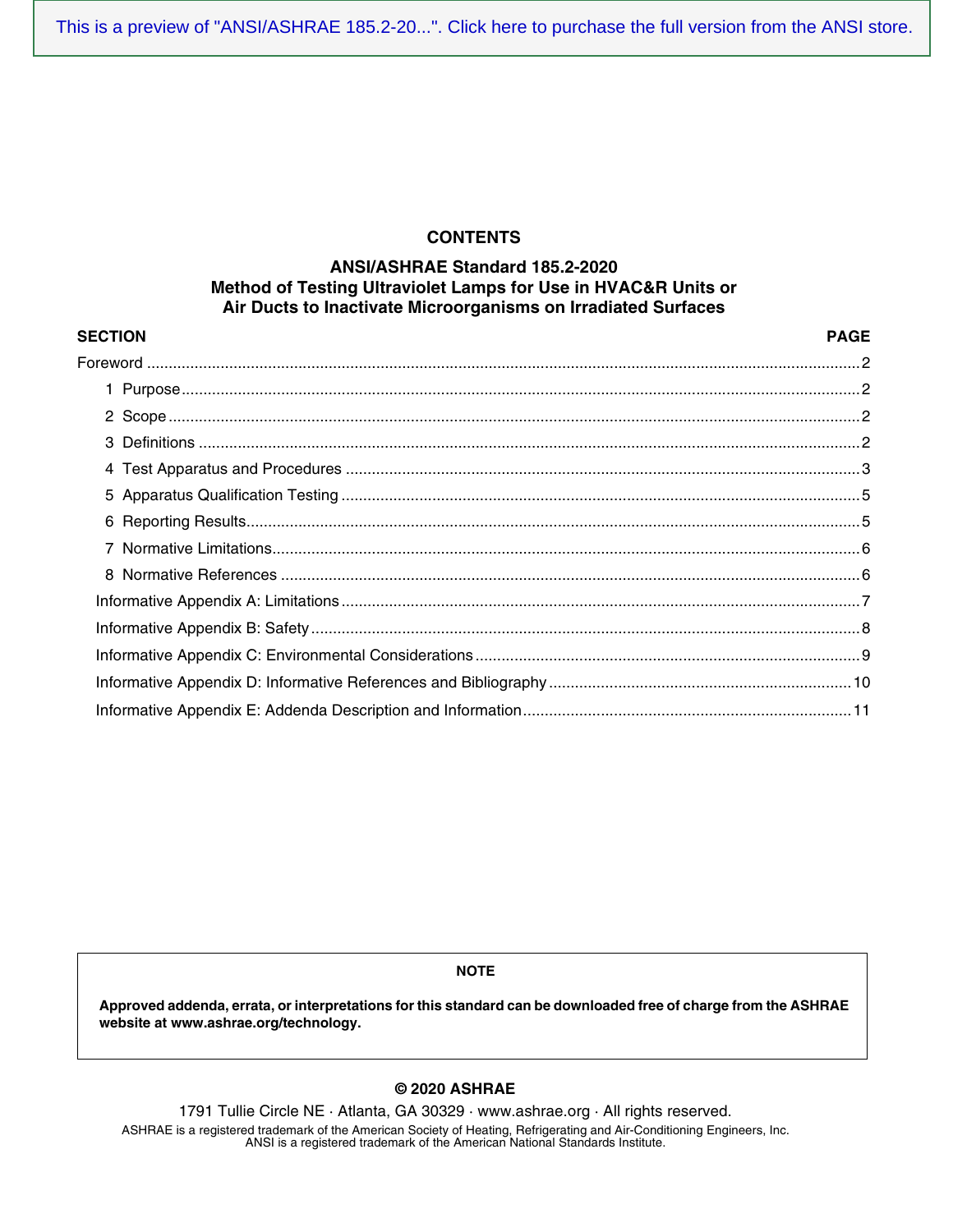## CONTENTS

### ANSI/ASHRAE Standard 185.2-2020
### Method of Testing Ultraviolet Lamps for Use in HVAC&R Units or Air Ducts to Inactivate Microorganisms on Irradiated Surfaces

| SECTION | PAGE |
|---|---|
| Foreword | 2 |
| 1 Purpose | 2 |
| 2 Scope | 2 |
| 3 Definitions | 2 |
| 4 Test Apparatus and Procedures | 3 |
| 5 Apparatus Qualification Testing | 5 |
| 6 Reporting Results | 5 |
| 7 Normative Limitations | 6 |
| 8 Normative References | 6 |
| Informative Appendix A: Limitations | 7 |
| Informative Appendix B: Safety | 8 |
| Informative Appendix C: Environmental Considerations | 9 |
| Informative Appendix D: Informative References and Bibliography | 10 |
| Informative Appendix E: Addenda Description and Information | 11 |

**NOTE**

**Approved addenda, errata, or interpretations for this standard can be downloaded free of charge from the ASHRAE website at www.ashrae.org/technology.**

**© 2020 ASHRAE**

1791 Tullie Circle NE · Atlanta, GA 30329 · www.ashrae.org · All rights reserved.

ASHRAE is a registered trademark of the American Society of Heating, Refrigerating and Air-Conditioning Engineers, Inc.
ANSI is a registered trademark of the American National Standards Institute.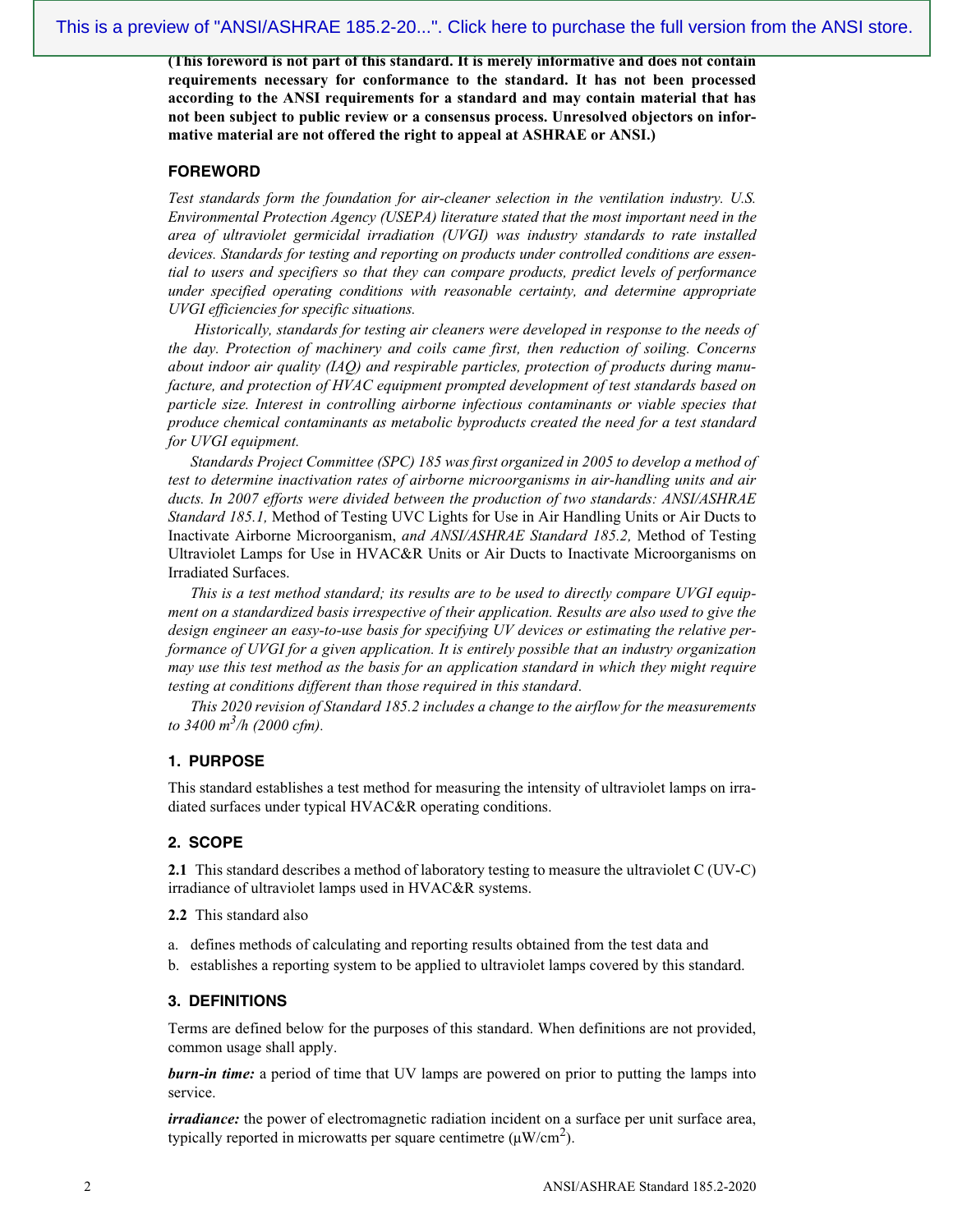(This foreword is not part of this standard. It is merely informative and does not contain requirements necessary for conformance to the standard. It has not been processed according to the ANSI requirements for a standard and may contain material that has not been subject to public review or a consensus process. Unresolved objectors on informative material are not offered the right to appeal at ASHRAE or ANSI.)

## FOREWORD

*Test standards form the foundation for air-cleaner selection in the ventilation industry. U.S. Environmental Protection Agency (USEPA) literature stated that the most important need in the area of ultraviolet germicidal irradiation (UVGI) was industry standards to rate installed devices. Standards for testing and reporting on products under controlled conditions are essential to users and specifiers so that they can compare products, predict levels of performance under specified operating conditions with reasonable certainty, and determine appropriate UVGI efficiencies for specific situations.*

*Historically, standards for testing air cleaners were developed in response to the needs of the day. Protection of machinery and coils came first, then reduction of soiling. Concerns about indoor air quality (IAQ) and respirable particles, protection of products during manufacture, and protection of HVAC equipment prompted development of test standards based on particle size. Interest in controlling airborne infectious contaminants or viable species that produce chemical contaminants as metabolic byproducts created the need for a test standard for UVGI equipment.*

*Standards Project Committee (SPC) 185 was first organized in 2005 to develop a method of test to determine inactivation rates of airborne microorganisms in air-handling units and air ducts. In 2007 efforts were divided between the production of two standards: ANSI/ASHRAE Standard 185.1,* Method of Testing UVC Lights for Use in Air Handling Units or Air Ducts to Inactivate Airborne Microorganism, *and ANSI/ASHRAE Standard 185.2,* Method of Testing Ultraviolet Lamps for Use in HVAC&R Units or Air Ducts to Inactivate Microorganisms on Irradiated Surfaces.

*This is a test method standard; its results are to be used to directly compare UVGI equipment on a standardized basis irrespective of their application. Results are also used to give the design engineer an easy-to-use basis for specifying UV devices or estimating the relative performance of UVGI for a given application. It is entirely possible that an industry organization may use this test method as the basis for an application standard in which they might require testing at conditions different than those required in this standard.*

*This 2020 revision of Standard 185.2 includes a change to the airflow for the measurements to 3400 $m^3$/h (2000 cfm).*

## 1. PURPOSE

This standard establishes a test method for measuring the intensity of ultraviolet lamps on irradiated surfaces under typical HVAC&R operating conditions.

## 2. SCOPE

**2.1** This standard describes a method of laboratory testing to measure the ultraviolet C (UV-C) irradiance of ultraviolet lamps used in HVAC&R systems.

**2.2** This standard also

a. defines methods of calculating and reporting results obtained from the test data and
b. establishes a reporting system to be applied to ultraviolet lamps covered by this standard.

## 3. DEFINITIONS

Terms are defined below for the purposes of this standard. When definitions are not provided, common usage shall apply.

***burn-in time:*** a period of time that UV lamps are powered on prior to putting the lamps into service.

***irradiance:*** the power of electromagnetic radiation incident on a surface per unit surface area, typically reported in microwatts per square centimetre ($\mu W/cm^2$).